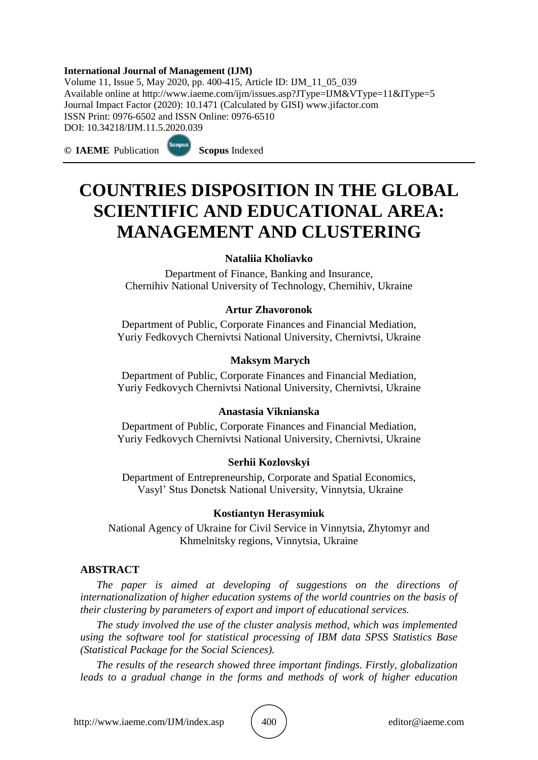**International Journal of Management (IJM)**
Volume 11, Issue 5, May 2020, pp. 400-415, Article ID: IJM_11_05_039
Available online at http://www.iaeme.com/ijm/issues.asp?JType=IJM&VType=11&IType=5
Journal Impact Factor (2020): 10.1471 (Calculated by GISI) www.jifactor.com
ISSN Print: 0976-6502 and ISSN Online: 0976-6510
DOI: 10.34218/IJM.11.5.2020.039

© **IAEME** Publication **Scopus** Indexed

# COUNTRIES DISPOSITION IN THE GLOBAL SCIENTIFIC AND EDUCATIONAL AREA: MANAGEMENT AND CLUSTERING

**Nataliia Kholiavko**

Department of Finance, Banking and Insurance,
Chernihiv National University of Technology, Chernihiv, Ukraine

**Artur Zhavoronok**

Department of Public, Corporate Finances and Financial Mediation,
Yuriy Fedkovych Chernivtsi National University, Chernivtsi, Ukraine

**Maksym Marych**

Department of Public, Corporate Finances and Financial Mediation,
Yuriy Fedkovych Chernivtsi National University, Chernivtsi, Ukraine

**Anastasia Viknianska**

Department of Public, Corporate Finances and Financial Mediation,
Yuriy Fedkovych Chernivtsi National University, Chernivtsi, Ukraine

**Serhii Kozlovskyi**

Department of Entrepreneurship, Corporate and Spatial Economics,
Vasyl' Stus Donetsk National University, Vinnytsia, Ukraine

**Kostiantyn Herasymiuk**

National Agency of Ukraine for Civil Service in Vinnytsia, Zhytomyr and Khmelnitsky regions, Vinnytsia, Ukraine

## ABSTRACT

*The paper is aimed at developing of suggestions on the directions of internationalization of higher education systems of the world countries on the basis of their clustering by parameters of export and import of educational services.*

*The study involved the use of the cluster analysis method, which was implemented using the software tool for statistical processing of IBM data SPSS Statistics Base (Statistical Package for the Social Sciences).*

*The results of the research showed three important findings. Firstly, globalization leads to a gradual change in the forms and methods of work of higher education*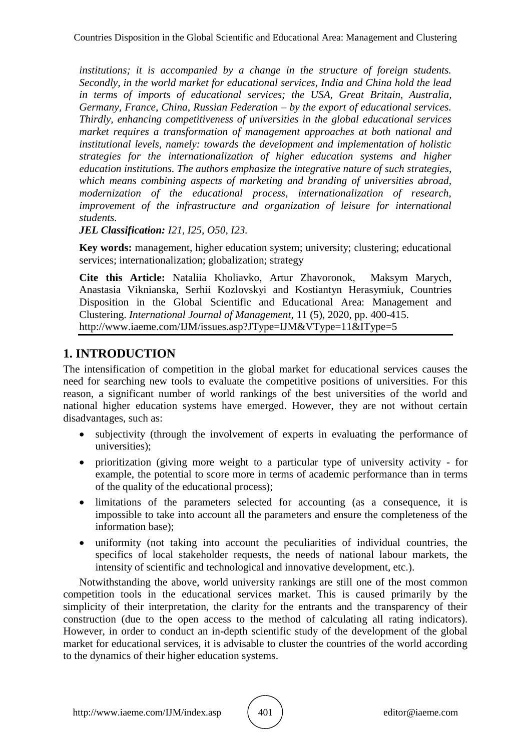*institutions; it is accompanied by a change in the structure of foreign students. Secondly, in the world market for educational services, India and China hold the lead in terms of imports of educational services; the USA, Great Britain, Australia, Germany, France, China, Russian Federation – by the export of educational services. Thirdly, enhancing competitiveness of universities in the global educational services market requires a transformation of management approaches at both national and institutional levels, namely: towards the development and implementation of holistic strategies for the internationalization of higher education systems and higher education institutions. The authors emphasize the integrative nature of such strategies, which means combining aspects of marketing and branding of universities abroad, modernization of the educational process, internationalization of research, improvement of the infrastructure and organization of leisure for international students.*

***JEL Classification:** I21, I25, O50, I23.*

**Key words:** management, higher education system; university; clustering; educational services; internationalization; globalization; strategy

**Cite this Article:** Nataliia Kholiavko, Artur Zhavoronok, Maksym Marych, Anastasia Viknianska, Serhii Kozlovskyi and Kostiantyn Herasymiuk, Countries Disposition in the Global Scientific and Educational Area: Management and Clustering. *International Journal of Management*, 11 (5), 2020, pp. 400-415.
http://www.iaeme.com/IJM/issues.asp?JType=IJM&VType=11&IType=5

## 1. INTRODUCTION

The intensification of competition in the global market for educational services causes the need for searching new tools to evaluate the competitive positions of universities. For this reason, a significant number of world rankings of the best universities of the world and national higher education systems have emerged. However, they are not without certain disadvantages, such as:

- subjectivity (through the involvement of experts in evaluating the performance of universities);
- prioritization (giving more weight to a particular type of university activity - for example, the potential to score more in terms of academic performance than in terms of the quality of the educational process);
- limitations of the parameters selected for accounting (as a consequence, it is impossible to take into account all the parameters and ensure the completeness of the information base);
- uniformity (not taking into account the peculiarities of individual countries, the specifics of local stakeholder requests, the needs of national labour markets, the intensity of scientific and technological and innovative development, etc.).

Notwithstanding the above, world university rankings are still one of the most common competition tools in the educational services market. This is caused primarily by the simplicity of their interpretation, the clarity for the entrants and the transparency of their construction (due to the open access to the method of calculating all rating indicators). However, in order to conduct an in-depth scientific study of the development of the global market for educational services, it is advisable to cluster the countries of the world according to the dynamics of their higher education systems.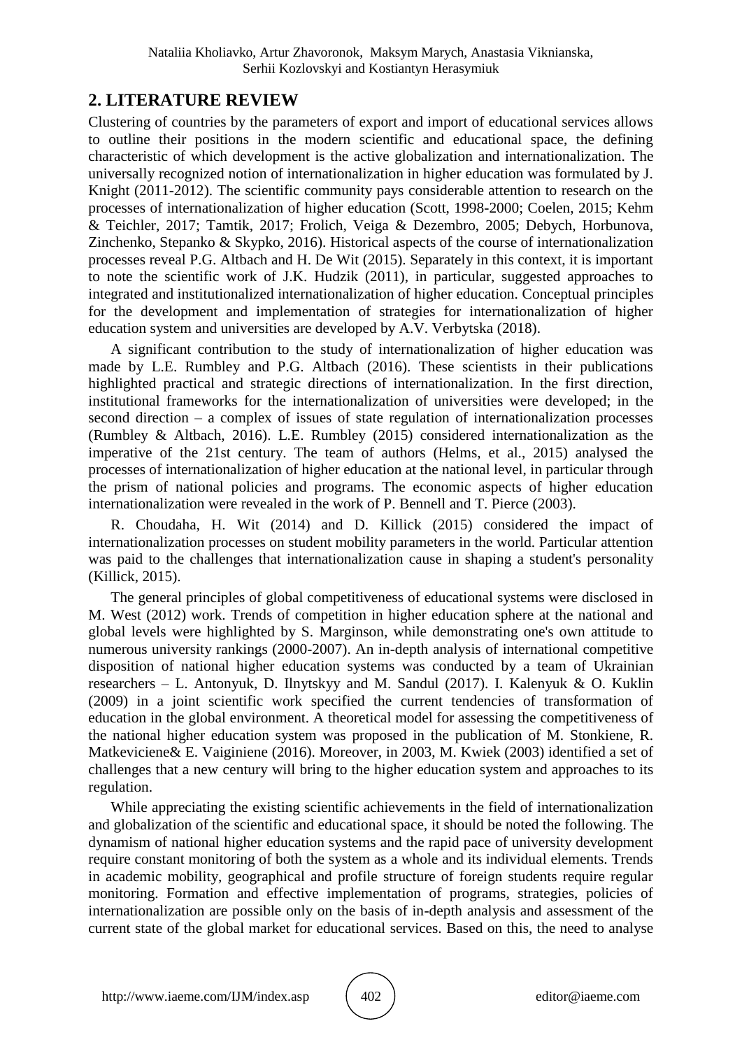## 2. LITERATURE REVIEW

Clustering of countries by the parameters of export and import of educational services allows to outline their positions in the modern scientific and educational space, the defining characteristic of which development is the active globalization and internationalization. The universally recognized notion of internationalization in higher education was formulated by J. Knight (2011-2012). The scientific community pays considerable attention to research on the processes of internationalization of higher education (Scott, 1998-2000; Coelen, 2015; Kehm & Teichler, 2017; Tamtik, 2017; Frolich, Veiga & Dezembro, 2005; Debych, Horbunova, Zinchenko, Stepanko & Skypko, 2016). Historical aspects of the course of internationalization processes reveal P.G. Altbach and H. De Wit (2015). Separately in this context, it is important to note the scientific work of J.K. Hudzik (2011), in particular, suggested approaches to integrated and institutionalized internationalization of higher education. Conceptual principles for the development and implementation of strategies for internationalization of higher education system and universities are developed by A.V. Verbytska (2018).

A significant contribution to the study of internationalization of higher education was made by L.E. Rumbley and P.G. Altbach (2016). These scientists in their publications highlighted practical and strategic directions of internationalization. In the first direction, institutional frameworks for the internationalization of universities were developed; in the second direction – a complex of issues of state regulation of internationalization processes (Rumbley & Altbach, 2016). L.E. Rumbley (2015) considered internationalization as the imperative of the 21st century. The team of authors (Helms, et al., 2015) analysed the processes of internationalization of higher education at the national level, in particular through the prism of national policies and programs. The economic aspects of higher education internationalization were revealed in the work of P. Bennell and T. Pierce (2003).

R. Choudaha, H. Wit (2014) and D. Killick (2015) considered the impact of internationalization processes on student mobility parameters in the world. Particular attention was paid to the challenges that internationalization cause in shaping a student's personality (Killick, 2015).

The general principles of global competitiveness of educational systems were disclosed in M. West (2012) work. Trends of competition in higher education sphere at the national and global levels were highlighted by S. Marginson, while demonstrating one's own attitude to numerous university rankings (2000-2007). An in-depth analysis of international competitive disposition of national higher education systems was conducted by a team of Ukrainian researchers – L. Antonyuk, D. Ilnytskyy and M. Sandul (2017). I. Kalenyuk & O. Kuklin (2009) in a joint scientific work specified the current tendencies of transformation of education in the global environment. A theoretical model for assessing the competitiveness of the national higher education system was proposed in the publication of M. Stonkiene, R. Matkeviciene& E. Vaiginiene (2016). Moreover, in 2003, M. Kwiek (2003) identified a set of challenges that a new century will bring to the higher education system and approaches to its regulation.

While appreciating the existing scientific achievements in the field of internationalization and globalization of the scientific and educational space, it should be noted the following. The dynamism of national higher education systems and the rapid pace of university development require constant monitoring of both the system as a whole and its individual elements. Trends in academic mobility, geographical and profile structure of foreign students require regular monitoring. Formation and effective implementation of programs, strategies, policies of internationalization are possible only on the basis of in-depth analysis and assessment of the current state of the global market for educational services. Based on this, the need to analyse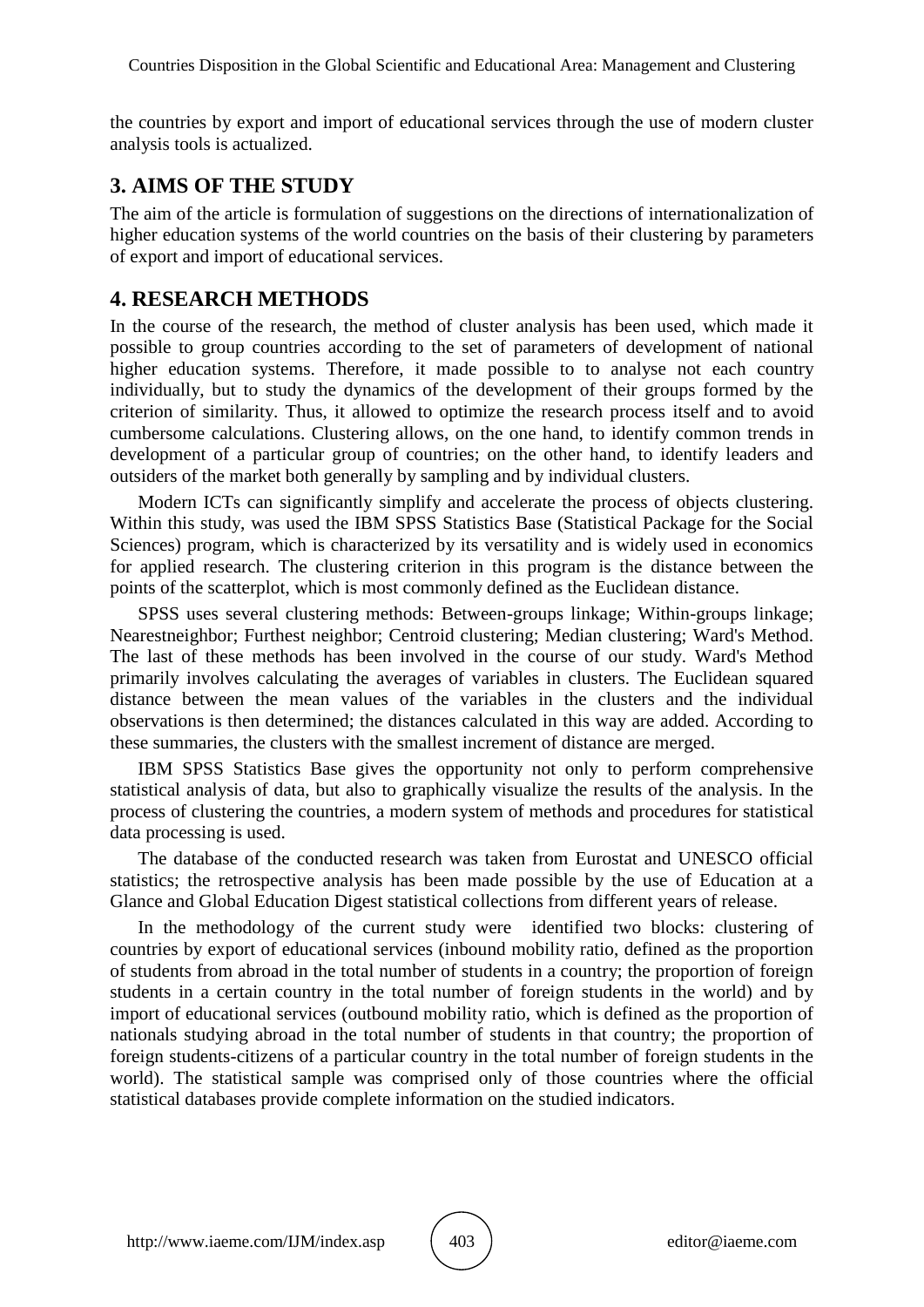the countries by export and import of educational services through the use of modern cluster analysis tools is actualized.

## 3. AIMS OF THE STUDY

The aim of the article is formulation of suggestions on the directions of internationalization of higher education systems of the world countries on the basis of their clustering by parameters of export and import of educational services.

## 4. RESEARCH METHODS

In the course of the research, the method of cluster analysis has been used, which made it possible to group countries according to the set of parameters of development of national higher education systems. Therefore, it made possible to to analyse not each country individually, but to study the dynamics of the development of their groups formed by the criterion of similarity. Thus, it allowed to optimize the research process itself and to avoid cumbersome calculations. Clustering allows, on the one hand, to identify common trends in development of a particular group of countries; on the other hand, to identify leaders and outsiders of the market both generally by sampling and by individual clusters.

Modern ICTs can significantly simplify and accelerate the process of objects clustering. Within this study, was used the IBM SPSS Statistics Base (Statistical Package for the Social Sciences) program, which is characterized by its versatility and is widely used in economics for applied research. The clustering criterion in this program is the distance between the points of the scatterplot, which is most commonly defined as the Euclidean distance.

SPSS uses several clustering methods: Between-groups linkage; Within-groups linkage; Nearestneighbor; Furthest neighbor; Centroid clustering; Median clustering; Ward's Method. The last of these methods has been involved in the course of our study. Ward's Method primarily involves calculating the averages of variables in clusters. The Euclidean squared distance between the mean values of the variables in the clusters and the individual observations is then determined; the distances calculated in this way are added. According to these summaries, the clusters with the smallest increment of distance are merged.

IBM SPSS Statistics Base gives the opportunity not only to perform comprehensive statistical analysis of data, but also to graphically visualize the results of the analysis. In the process of clustering the countries, a modern system of methods and procedures for statistical data processing is used.

The database of the conducted research was taken from Eurostat and UNESCO official statistics; the retrospective analysis has been made possible by the use of Education at a Glance and Global Education Digest statistical collections from different years of release.

In the methodology of the current study were identified two blocks: clustering of countries by export of educational services (inbound mobility ratio, defined as the proportion of students from abroad in the total number of students in a country; the proportion of foreign students in a certain country in the total number of foreign students in the world) and by import of educational services (outbound mobility ratio, which is defined as the proportion of nationals studying abroad in the total number of students in that country; the proportion of foreign students-citizens of a particular country in the total number of foreign students in the world). The statistical sample was comprised only of those countries where the official statistical databases provide complete information on the studied indicators.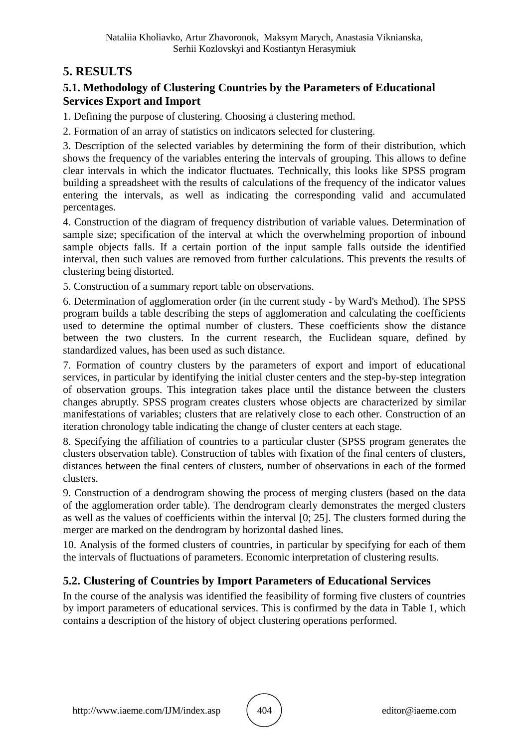## 5. RESULTS

### 5.1. Methodology of Clustering Countries by the Parameters of Educational Services Export and Import

1. Defining the purpose of clustering. Choosing a clustering method.

2. Formation of an array of statistics on indicators selected for clustering.

3. Description of the selected variables by determining the form of their distribution, which shows the frequency of the variables entering the intervals of grouping. This allows to define clear intervals in which the indicator fluctuates. Technically, this looks like SPSS program building a spreadsheet with the results of calculations of the frequency of the indicator values entering the intervals, as well as indicating the corresponding valid and accumulated percentages.

4. Construction of the diagram of frequency distribution of variable values. Determination of sample size; specification of the interval at which the overwhelming proportion of inbound sample objects falls. If a certain portion of the input sample falls outside the identified interval, then such values are removed from further calculations. This prevents the results of clustering being distorted.

5. Construction of a summary report table on observations.

6. Determination of agglomeration order (in the current study - by Ward's Method). The SPSS program builds a table describing the steps of agglomeration and calculating the coefficients used to determine the optimal number of clusters. These coefficients show the distance between the two clusters. In the current research, the Euclidean square, defined by standardized values, has been used as such distance.

7. Formation of country clusters by the parameters of export and import of educational services, in particular by identifying the initial cluster centers and the step-by-step integration of observation groups. This integration takes place until the distance between the clusters changes abruptly. SPSS program creates clusters whose objects are characterized by similar manifestations of variables; clusters that are relatively close to each other. Construction of an iteration chronology table indicating the change of cluster centers at each stage.

8. Specifying the affiliation of countries to a particular cluster (SPSS program generates the clusters observation table). Construction of tables with fixation of the final centers of clusters, distances between the final centers of clusters, number of observations in each of the formed clusters.

9. Construction of a dendrogram showing the process of merging clusters (based on the data of the agglomeration order table). The dendrogram clearly demonstrates the merged clusters as well as the values of coefficients within the interval [0; 25]. The clusters formed during the merger are marked on the dendrogram by horizontal dashed lines.

10. Analysis of the formed clusters of countries, in particular by specifying for each of them the intervals of fluctuations of parameters. Economic interpretation of clustering results.

### 5.2. Clustering of Countries by Import Parameters of Educational Services

In the course of the analysis was identified the feasibility of forming five clusters of countries by import parameters of educational services. This is confirmed by the data in Table 1, which contains a description of the history of object clustering operations performed.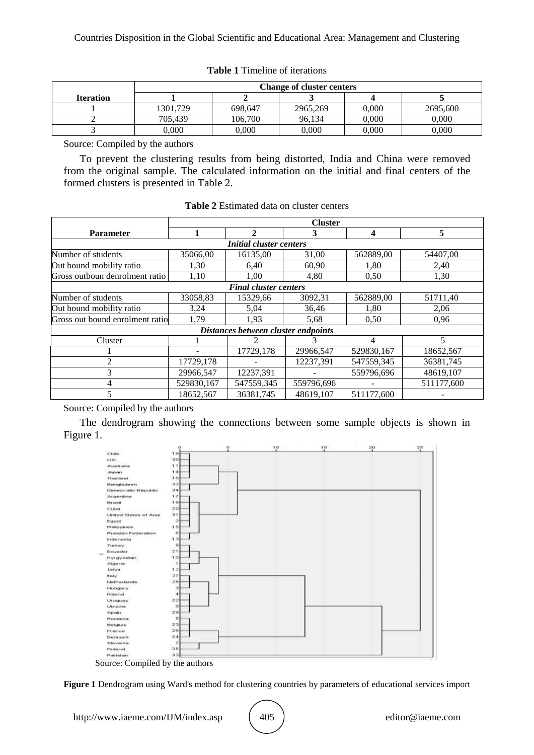**Table 1** Timeline of iterations

| Iteration | Change of cluster centers | | | | |
|---|---|---|---|---|---|
| | 1 | 2 | 3 | 4 | 5 |
| 1 | 1301,729 | 698,647 | 2965,269 | 0,000 | 2695,600 |
| 2 | 705,439 | 106,700 | 96,134 | 0,000 | 0,000 |
| 3 | 0,000 | 0,000 | 0,000 | 0,000 | 0,000 |

Source: Compiled by the authors

To prevent the clustering results from being distorted, India and China were removed from the original sample. The calculated information on the initial and final centers of the formed clusters is presented in Table 2.

**Table 2** Estimated data on cluster centers

| Parameter | Cluster | | | | |
|---|---|---|---|---|---|
| | 1 | 2 | 3 | 4 | 5 |
| *Initial cluster centers* | | | | | |
| Number of students | 35066,00 | 16135,00 | 31,00 | 562889,00 | 54407,00 |
| Out bound mobility ratio | 1,30 | 6,40 | 60,90 | 1,80 | 2,40 |
| Gross outboun denrolment ratio | 1,10 | 1,00 | 4,80 | 0,50 | 1,30 |
| *Final cluster centers* | | | | | |
| Number of students | 33058,83 | 15329,66 | 3092,31 | 562889,00 | 51711,40 |
| Out bound mobility ratio | 3,24 | 5,04 | 36,46 | 1,80 | 2,06 |
| Gross out bound enrolment ratio | 1,79 | 1,93 | 5,68 | 0,50 | 0,96 |
| *Distances between cluster endpoints* | | | | | |
| Cluster | 1 | 2 | 3 | 4 | 5 |
| 1 | - | 17729,178 | 29966,547 | 529830,167 | 18652,567 |
| 2 | 17729,178 | - | 12237,391 | 547559,345 | 36381,745 |
| 3 | 29966,547 | 12237,391 | - | 559796,696 | 48619,107 |
| 4 | 529830,167 | 547559,345 | 559796,696 | - | 511177,600 |
| 5 | 18652,567 | 36381,745 | 48619,107 | 511177,600 | - |

Source: Compiled by the authors

The dendrogram showing the connections between some sample objects is shown in Figure 1.

Source: Compiled by the authors

**Figure 1** Dendrogram using Ward's method for clustering countries by parameters of educational services import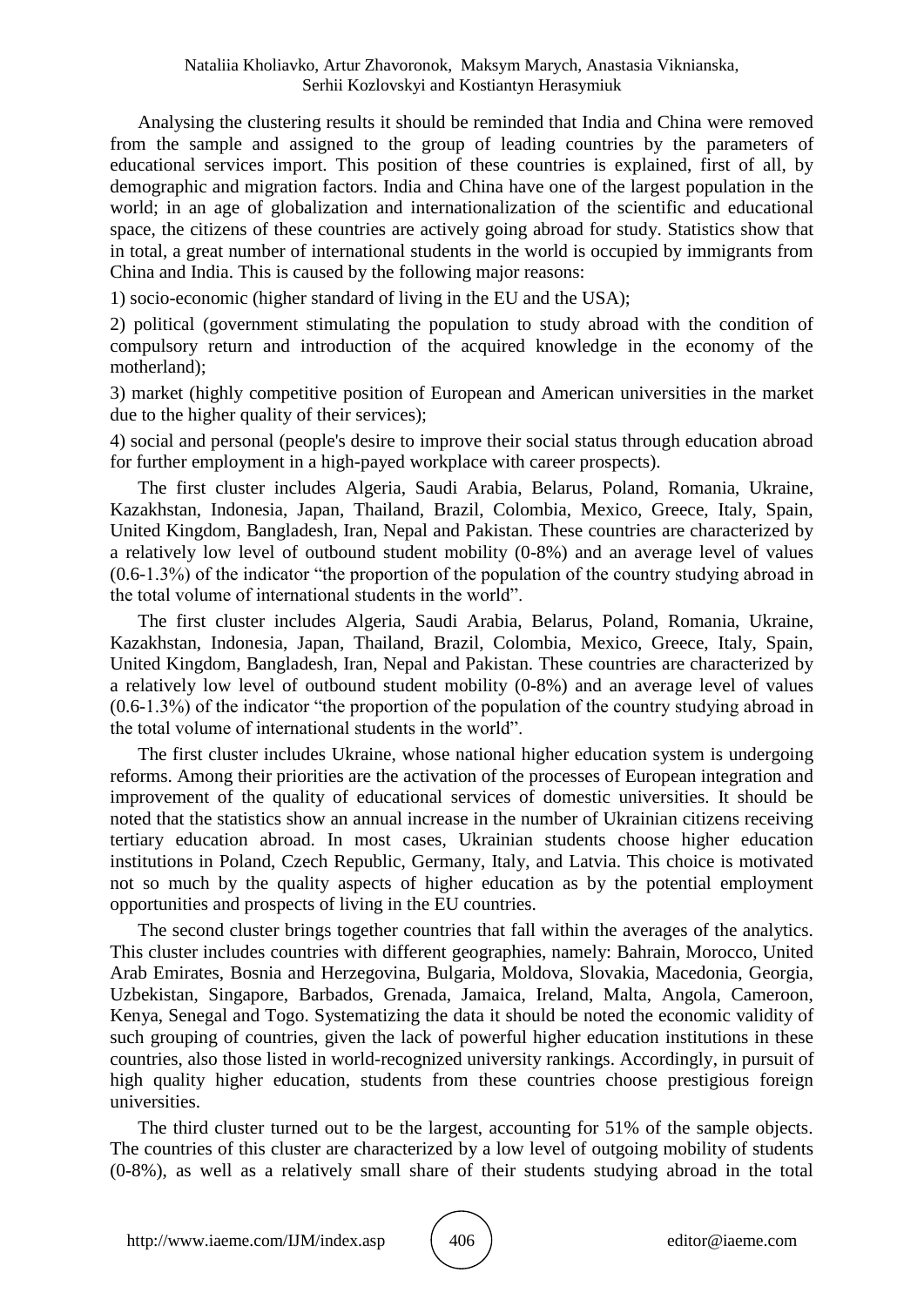Analysing the clustering results it should be reminded that India and China were removed from the sample and assigned to the group of leading countries by the parameters of educational services import. This position of these countries is explained, first of all, by demographic and migration factors. India and China have one of the largest population in the world; in an age of globalization and internationalization of the scientific and educational space, the citizens of these countries are actively going abroad for study. Statistics show that in total, a great number of international students in the world is occupied by immigrants from China and India. This is caused by the following major reasons:

1) socio-economic (higher standard of living in the EU and the USA);

2) political (government stimulating the population to study abroad with the condition of compulsory return and introduction of the acquired knowledge in the economy of the motherland);

3) market (highly competitive position of European and American universities in the market due to the higher quality of their services);

4) social and personal (people's desire to improve their social status through education abroad for further employment in a high-payed workplace with career prospects).

The first cluster includes Algeria, Saudi Arabia, Belarus, Poland, Romania, Ukraine, Kazakhstan, Indonesia, Japan, Thailand, Brazil, Colombia, Mexico, Greece, Italy, Spain, United Kingdom, Bangladesh, Iran, Nepal and Pakistan. These countries are characterized by a relatively low level of outbound student mobility (0-8%) and an average level of values (0.6-1.3%) of the indicator "the proportion of the population of the country studying abroad in the total volume of international students in the world".

The first cluster includes Algeria, Saudi Arabia, Belarus, Poland, Romania, Ukraine, Kazakhstan, Indonesia, Japan, Thailand, Brazil, Colombia, Mexico, Greece, Italy, Spain, United Kingdom, Bangladesh, Iran, Nepal and Pakistan. These countries are characterized by a relatively low level of outbound student mobility (0-8%) and an average level of values (0.6-1.3%) of the indicator "the proportion of the population of the country studying abroad in the total volume of international students in the world".

The first cluster includes Ukraine, whose national higher education system is undergoing reforms. Among their priorities are the activation of the processes of European integration and improvement of the quality of educational services of domestic universities. It should be noted that the statistics show an annual increase in the number of Ukrainian citizens receiving tertiary education abroad. In most cases, Ukrainian students choose higher education institutions in Poland, Czech Republic, Germany, Italy, and Latvia. This choice is motivated not so much by the quality aspects of higher education as by the potential employment opportunities and prospects of living in the EU countries.

The second cluster brings together countries that fall within the averages of the analytics. This cluster includes countries with different geographies, namely: Bahrain, Morocco, United Arab Emirates, Bosnia and Herzegovina, Bulgaria, Moldova, Slovakia, Macedonia, Georgia, Uzbekistan, Singapore, Barbados, Grenada, Jamaica, Ireland, Malta, Angola, Cameroon, Kenya, Senegal and Togo. Systematizing the data it should be noted the economic validity of such grouping of countries, given the lack of powerful higher education institutions in these countries, also those listed in world-recognized university rankings. Accordingly, in pursuit of high quality higher education, students from these countries choose prestigious foreign universities.

The third cluster turned out to be the largest, accounting for 51% of the sample objects. The countries of this cluster are characterized by a low level of outgoing mobility of students (0-8%), as well as a relatively small share of their students studying abroad in the total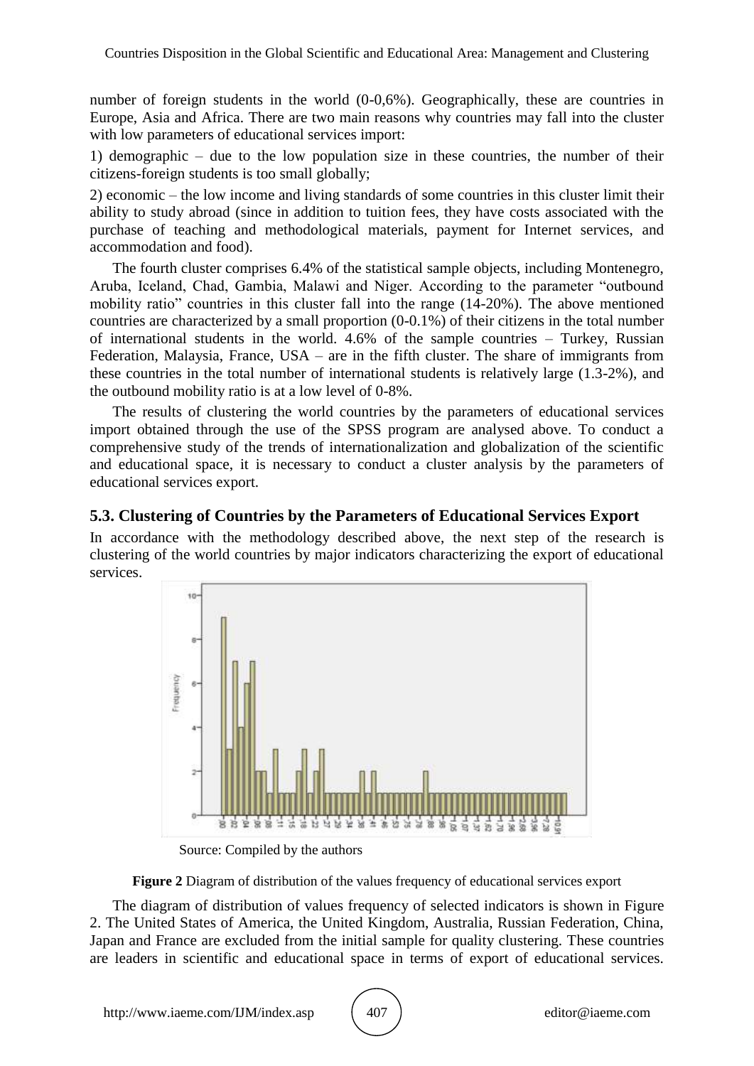number of foreign students in the world (0-0,6%). Geographically, these are countries in Europe, Asia and Africa. There are two main reasons why countries may fall into the cluster with low parameters of educational services import:

1) demographic – due to the low population size in these countries, the number of their citizens-foreign students is too small globally;

2) economic – the low income and living standards of some countries in this cluster limit their ability to study abroad (since in addition to tuition fees, they have costs associated with the purchase of teaching and methodological materials, payment for Internet services, and accommodation and food).

The fourth cluster comprises 6.4% of the statistical sample objects, including Montenegro, Aruba, Iceland, Chad, Gambia, Malawi and Niger. According to the parameter "outbound mobility ratio" countries in this cluster fall into the range (14-20%). The above mentioned countries are characterized by a small proportion (0-0.1%) of their citizens in the total number of international students in the world. 4.6% of the sample countries – Turkey, Russian Federation, Malaysia, France, USA – are in the fifth cluster. The share of immigrants from these countries in the total number of international students is relatively large (1.3-2%), and the outbound mobility ratio is at a low level of 0-8%.

The results of clustering the world countries by the parameters of educational services import obtained through the use of the SPSS program are analysed above. To conduct a comprehensive study of the trends of internationalization and globalization of the scientific and educational space, it is necessary to conduct a cluster analysis by the parameters of educational services export.

## 5.3. Clustering of Countries by the Parameters of Educational Services Export

In accordance with the methodology described above, the next step of the research is clustering of the world countries by major indicators characterizing the export of educational services.

Source: Compiled by the authors

**Figure 2** Diagram of distribution of the values frequency of educational services export

The diagram of distribution of values frequency of selected indicators is shown in Figure 2. The United States of America, the United Kingdom, Australia, Russian Federation, China, Japan and France are excluded from the initial sample for quality clustering. These countries are leaders in scientific and educational space in terms of export of educational services.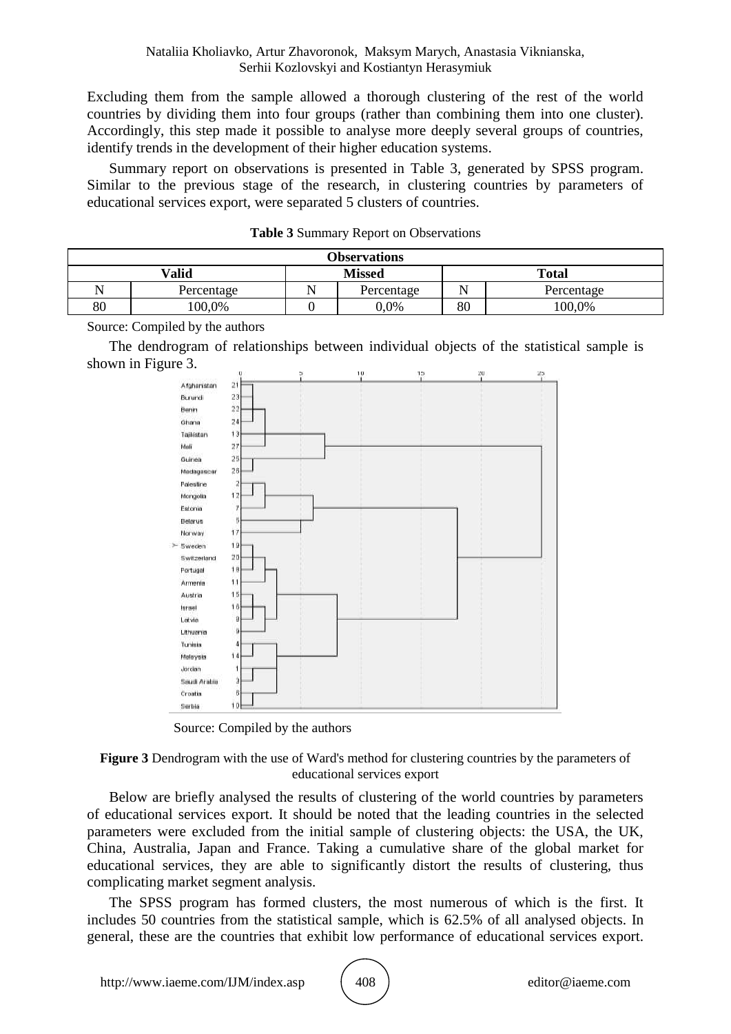Excluding them from the sample allowed a thorough clustering of the rest of the world countries by dividing them into four groups (rather than combining them into one cluster). Accordingly, this step made it possible to analyse more deeply several groups of countries, identify trends in the development of their higher education systems.

Summary report on observations is presented in Table 3, generated by SPSS program. Similar to the previous stage of the research, in clustering countries by parameters of educational services export, were separated 5 clusters of countries.

**Table 3** Summary Report on Observations

| Observations | | | | | |
|---|---|---|---|---|---|
| **Valid** | | **Missed** | | **Total** | |
| N | Percentage | N | Percentage | N | Percentage |
| 80 | 100,0% | 0 | 0,0% | 80 | 100,0% |

Source: Compiled by the authors

The dendrogram of relationships between individual objects of the statistical sample is shown in Figure 3.

Source: Compiled by the authors

**Figure 3** Dendrogram with the use of Ward's method for clustering countries by the parameters of educational services export

Below are briefly analysed the results of clustering of the world countries by parameters of educational services export. It should be noted that the leading countries in the selected parameters were excluded from the initial sample of clustering objects: the USA, the UK, China, Australia, Japan and France. Taking a cumulative share of the global market for educational services, they are able to significantly distort the results of clustering, thus complicating market segment analysis.

The SPSS program has formed clusters, the most numerous of which is the first. It includes 50 countries from the statistical sample, which is 62.5% of all analysed objects. In general, these are the countries that exhibit low performance of educational services export.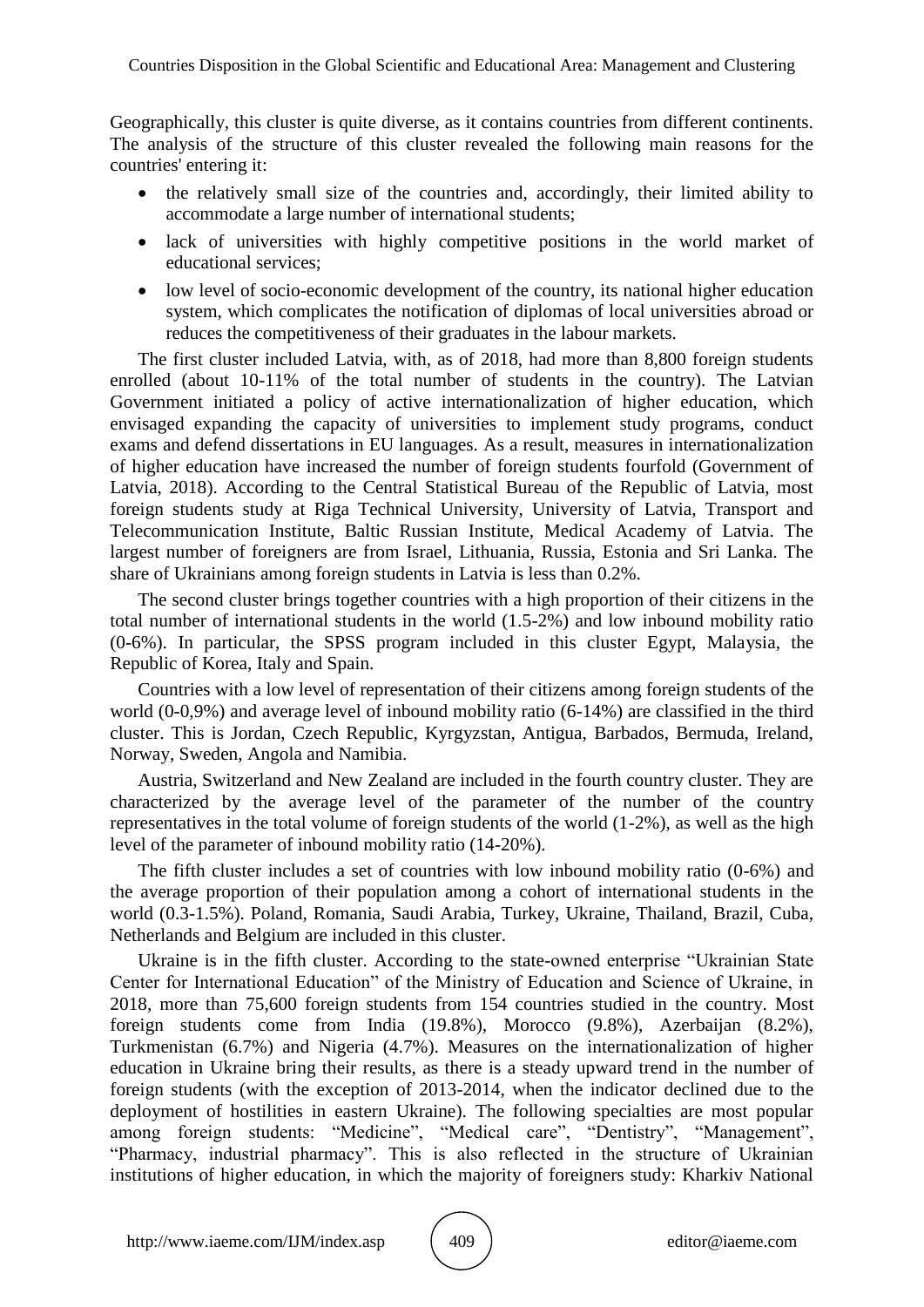Geographically, this cluster is quite diverse, as it contains countries from different continents. The analysis of the structure of this cluster revealed the following main reasons for the countries' entering it:

- the relatively small size of the countries and, accordingly, their limited ability to accommodate a large number of international students;
- lack of universities with highly competitive positions in the world market of educational services;
- low level of socio-economic development of the country, its national higher education system, which complicates the notification of diplomas of local universities abroad or reduces the competitiveness of their graduates in the labour markets.

The first cluster included Latvia, with, as of 2018, had more than 8,800 foreign students enrolled (about 10-11% of the total number of students in the country). The Latvian Government initiated a policy of active internationalization of higher education, which envisaged expanding the capacity of universities to implement study programs, conduct exams and defend dissertations in EU languages. As a result, measures in internationalization of higher education have increased the number of foreign students fourfold (Government of Latvia, 2018). According to the Central Statistical Bureau of the Republic of Latvia, most foreign students study at Riga Technical University, University of Latvia, Transport and Telecommunication Institute, Baltic Russian Institute, Medical Academy of Latvia. The largest number of foreigners are from Israel, Lithuania, Russia, Estonia and Sri Lanka. The share of Ukrainians among foreign students in Latvia is less than 0.2%.

The second cluster brings together countries with a high proportion of their citizens in the total number of international students in the world (1.5-2%) and low inbound mobility ratio (0-6%). In particular, the SPSS program included in this cluster Egypt, Malaysia, the Republic of Korea, Italy and Spain.

Countries with a low level of representation of their citizens among foreign students of the world (0-0,9%) and average level of inbound mobility ratio (6-14%) are classified in the third cluster. This is Jordan, Czech Republic, Kyrgyzstan, Antigua, Barbados, Bermuda, Ireland, Norway, Sweden, Angola and Namibia.

Austria, Switzerland and New Zealand are included in the fourth country cluster. They are characterized by the average level of the parameter of the number of the country representatives in the total volume of foreign students of the world (1-2%), as well as the high level of the parameter of inbound mobility ratio (14-20%).

The fifth cluster includes a set of countries with low inbound mobility ratio (0-6%) and the average proportion of their population among a cohort of international students in the world (0.3-1.5%). Poland, Romania, Saudi Arabia, Turkey, Ukraine, Thailand, Brazil, Cuba, Netherlands and Belgium are included in this cluster.

Ukraine is in the fifth cluster. According to the state-owned enterprise "Ukrainian State Center for International Education" of the Ministry of Education and Science of Ukraine, in 2018, more than 75,600 foreign students from 154 countries studied in the country. Most foreign students come from India (19.8%), Morocco (9.8%), Azerbaijan (8.2%), Turkmenistan (6.7%) and Nigeria (4.7%). Measures on the internationalization of higher education in Ukraine bring their results, as there is a steady upward trend in the number of foreign students (with the exception of 2013-2014, when the indicator declined due to the deployment of hostilities in eastern Ukraine). The following specialties are most popular among foreign students: "Medicine", "Medical care", "Dentistry", "Management", "Pharmacy, industrial pharmacy". This is also reflected in the structure of Ukrainian institutions of higher education, in which the majority of foreigners study: Kharkiv National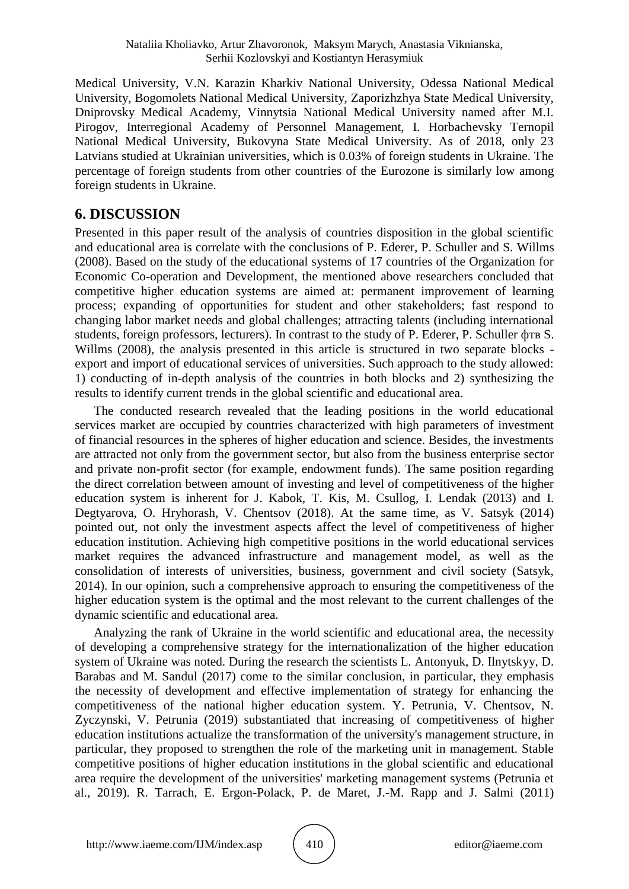Medical University, V.N. Karazin Kharkiv National University, Odessa National Medical University, Bogomolets National Medical University, Zaporizhzhya State Medical University, Dniprovsky Medical Academy, Vinnytsia National Medical University named after M.I. Pirogov, Interregional Academy of Personnel Management, I. Horbachevsky Ternopil National Medical University, Bukovyna State Medical University. As of 2018, only 23 Latvians studied at Ukrainian universities, which is 0.03% of foreign students in Ukraine. The percentage of foreign students from other countries of the Eurozone is similarly low among foreign students in Ukraine.

## 6. DISCUSSION

Presented in this paper result of the analysis of countries disposition in the global scientific and educational area is correlate with the conclusions of P. Ederer, P. Schuller and S. Willms (2008). Based on the study of the educational systems of 17 countries of the Organization for Economic Co-operation and Development, the mentioned above researchers concluded that competitive higher education systems are aimed at: permanent improvement of learning process; expanding of opportunities for student and other stakeholders; fast respond to changing labor market needs and global challenges; attracting talents (including international students, foreign professors, lecturers). In contrast to the study of P. Ederer, P. Schuller фтв S. Willms (2008), the analysis presented in this article is structured in two separate blocks - export and import of educational services of universities. Such approach to the study allowed: 1) conducting of in-depth analysis of the countries in both blocks and 2) synthesizing the results to identify current trends in the global scientific and educational area.

The conducted research revealed that the leading positions in the world educational services market are occupied by countries characterized with high parameters of investment of financial resources in the spheres of higher education and science. Besides, the investments are attracted not only from the government sector, but also from the business enterprise sector and private non-profit sector (for example, endowment funds). The same position regarding the direct correlation between amount of investing and level of competitiveness of the higher education system is inherent for J. Kabok, T. Kis, M. Csullog, I. Lendak (2013) and I. Degtyarova, O. Hryhorash, V. Chentsov (2018). At the same time, as V. Satsyk (2014) pointed out, not only the investment aspects affect the level of competitiveness of higher education institution. Achieving high competitive positions in the world educational services market requires the advanced infrastructure and management model, as well as the consolidation of interests of universities, business, government and civil society (Satsyk, 2014). In our opinion, such a comprehensive approach to ensuring the competitiveness of the higher education system is the optimal and the most relevant to the current challenges of the dynamic scientific and educational area.

Analyzing the rank of Ukraine in the world scientific and educational area, the necessity of developing a comprehensive strategy for the internationalization of the higher education system of Ukraine was noted. During the research the scientists L. Antonyuk, D. Ilnytskyy, D. Barabas and M. Sandul (2017) come to the similar conclusion, in particular, they emphasis the necessity of development and effective implementation of strategy for enhancing the competitiveness of the national higher education system. Y. Petrunia, V. Chentsov, N. Zyczynski, V. Petrunia (2019) substantiated that increasing of competitiveness of higher education institutions actualize the transformation of the university's management structure, in particular, they proposed to strengthen the role of the marketing unit in management. Stable competitive positions of higher education institutions in the global scientific and educational area require the development of the universities' marketing management systems (Petrunia et al., 2019). R. Tarrach, E. Ergon-Polack, P. de Maret, J.-M. Rapp and J. Salmi (2011)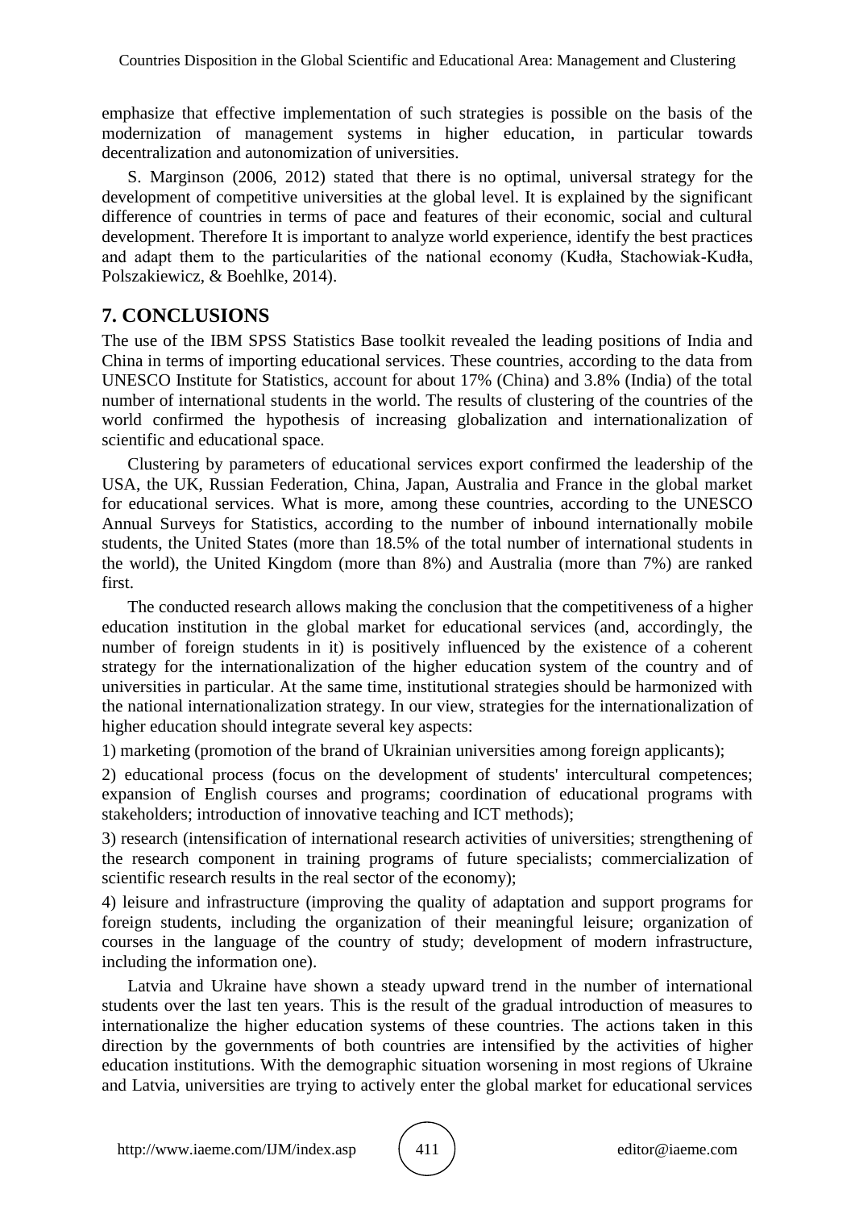emphasize that effective implementation of such strategies is possible on the basis of the modernization of management systems in higher education, in particular towards decentralization and autonomization of universities.

S. Marginson (2006, 2012) stated that there is no optimal, universal strategy for the development of competitive universities at the global level. It is explained by the significant difference of countries in terms of pace and features of their economic, social and cultural development. Therefore It is important to analyze world experience, identify the best practices and adapt them to the particularities of the national economy (Kudła, Stachowiak-Kudła, Polszakiewicz, & Boehlke, 2014).

## 7. CONCLUSIONS

The use of the IBM SPSS Statistics Base toolkit revealed the leading positions of India and China in terms of importing educational services. These countries, according to the data from UNESCO Institute for Statistics, account for about 17% (China) and 3.8% (India) of the total number of international students in the world. The results of clustering of the countries of the world confirmed the hypothesis of increasing globalization and internationalization of scientific and educational space.

Clustering by parameters of educational services export confirmed the leadership of the USA, the UK, Russian Federation, China, Japan, Australia and France in the global market for educational services. What is more, among these countries, according to the UNESCO Annual Surveys for Statistics, according to the number of inbound internationally mobile students, the United States (more than 18.5% of the total number of international students in the world), the United Kingdom (more than 8%) and Australia (more than 7%) are ranked first.

The conducted research allows making the conclusion that the competitiveness of a higher education institution in the global market for educational services (and, accordingly, the number of foreign students in it) is positively influenced by the existence of a coherent strategy for the internationalization of the higher education system of the country and of universities in particular. At the same time, institutional strategies should be harmonized with the national internationalization strategy. In our view, strategies for the internationalization of higher education should integrate several key aspects:

1) marketing (promotion of the brand of Ukrainian universities among foreign applicants);

2) educational process (focus on the development of students' intercultural competences; expansion of English courses and programs; coordination of educational programs with stakeholders; introduction of innovative teaching and ICT methods);

3) research (intensification of international research activities of universities; strengthening of the research component in training programs of future specialists; commercialization of scientific research results in the real sector of the economy);

4) leisure and infrastructure (improving the quality of adaptation and support programs for foreign students, including the organization of their meaningful leisure; organization of courses in the language of the country of study; development of modern infrastructure, including the information one).

Latvia and Ukraine have shown a steady upward trend in the number of international students over the last ten years. This is the result of the gradual introduction of measures to internationalize the higher education systems of these countries. The actions taken in this direction by the governments of both countries are intensified by the activities of higher education institutions. With the demographic situation worsening in most regions of Ukraine and Latvia, universities are trying to actively enter the global market for educational services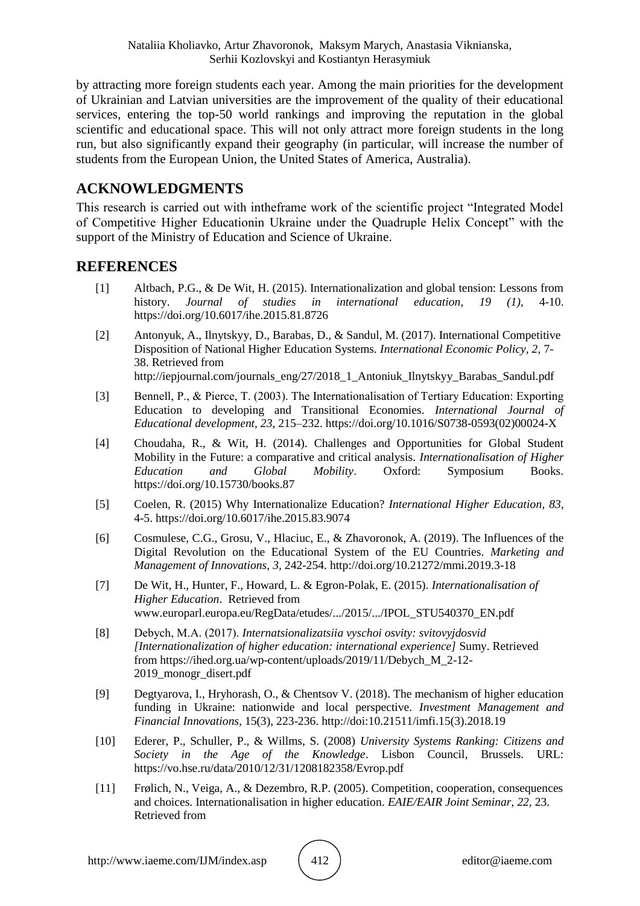by attracting more foreign students each year. Among the main priorities for the development of Ukrainian and Latvian universities are the improvement of the quality of their educational services, entering the top-50 world rankings and improving the reputation in the global scientific and educational space. This will not only attract more foreign students in the long run, but also significantly expand their geography (in particular, will increase the number of students from the European Union, the United States of America, Australia).

## ACKNOWLEDGMENTS

This research is carried out with intheframe work of the scientific project "Integrated Model of Competitive Higher Educationin Ukraine under the Quadruple Helix Concept" with the support of the Ministry of Education and Science of Ukraine.

## REFERENCES

[1] Altbach, P.G., & De Wit, H. (2015). Internationalization and global tension: Lessons from history. *Journal of studies in international education, 19 (1),* 4-10. https://doi.org/10.6017/ihe.2015.81.8726

[2] Antonyuk, A., Ilnytskyy, D., Barabas, D., & Sandul, M. (2017). International Competitive Disposition of National Higher Education Systems. *International Economic Policy, 2,* 7-38. Retrieved from http://iepjournal.com/journals_eng/27/2018_1_Antoniuk_Ilnytskyy_Barabas_Sandul.pdf

[3] Bennell, P., & Pierce, T. (2003). The Internationalisation of Tertiary Education: Exporting Education to developing and Transitional Economies. *International Journal of Educational development, 23,* 215–232. https://doi.org/10.1016/S0738-0593(02)00024-X

[4] Choudaha, R., & Wit, H. (2014). Challenges and Opportunities for Global Student Mobility in the Future: a comparative and critical analysis. *Internationalisation of Higher Education and Global Mobility*. Oxford: Symposium Books. https://doi.org/10.15730/books.87

[5] Coelen, R. (2015) Why Internationalize Education? *International Higher Education, 83,* 4-5. https://doi.org/10.6017/ihe.2015.83.9074

[6] Cosmulese, C.G., Grosu, V., Hlaciuc, E., & Zhavoronok, A. (2019). The Influences of the Digital Revolution on the Educational System of the EU Countries. *Marketing and Management of Innovations, 3,* 242-254. http://doi.org/10.21272/mmi.2019.3-18

[7] De Wit, H., Hunter, F., Howard, L. & Egron-Polak, E. (2015). *Internationalisation of Higher Education*. Retrieved from www.europarl.europa.eu/RegData/etudes/.../2015/.../IPOL_STU540370_EN.pdf

[8] Debych, M.A. (2017). *Internatsionalizatsiia vyschoi osvity: svitovyjdosvid [Internationalization of higher education: international experience]* Sumy. Retrieved from https://ihed.org.ua/wp-content/uploads/2019/11/Debych_M_2-12-2019_monogr_disert.pdf

[9] Degtyarova, I., Hryhorash, O., & Chentsov V. (2018). The mechanism of higher education funding in Ukraine: nationwide and local perspective. *Investment Management and Financial Innovations,* 15(3), 223-236. http://doi:10.21511/imfi.15(3).2018.19

[10] Ederer, P., Schuller, P., & Willms, S. (2008) *University Systems Ranking: Citizens and Society in the Age of the Knowledge*. Lisbon Council, Brussels. URL: https://vo.hse.ru/data/2010/12/31/1208182358/Evrop.pdf

[11] Frølich, N., Veiga, A., & Dezembro, R.P. (2005). Competition, cooperation, consequences and choices. Internationalisation in higher education. *EAIE/EAIR Joint Seminar, 22,* 23. Retrieved from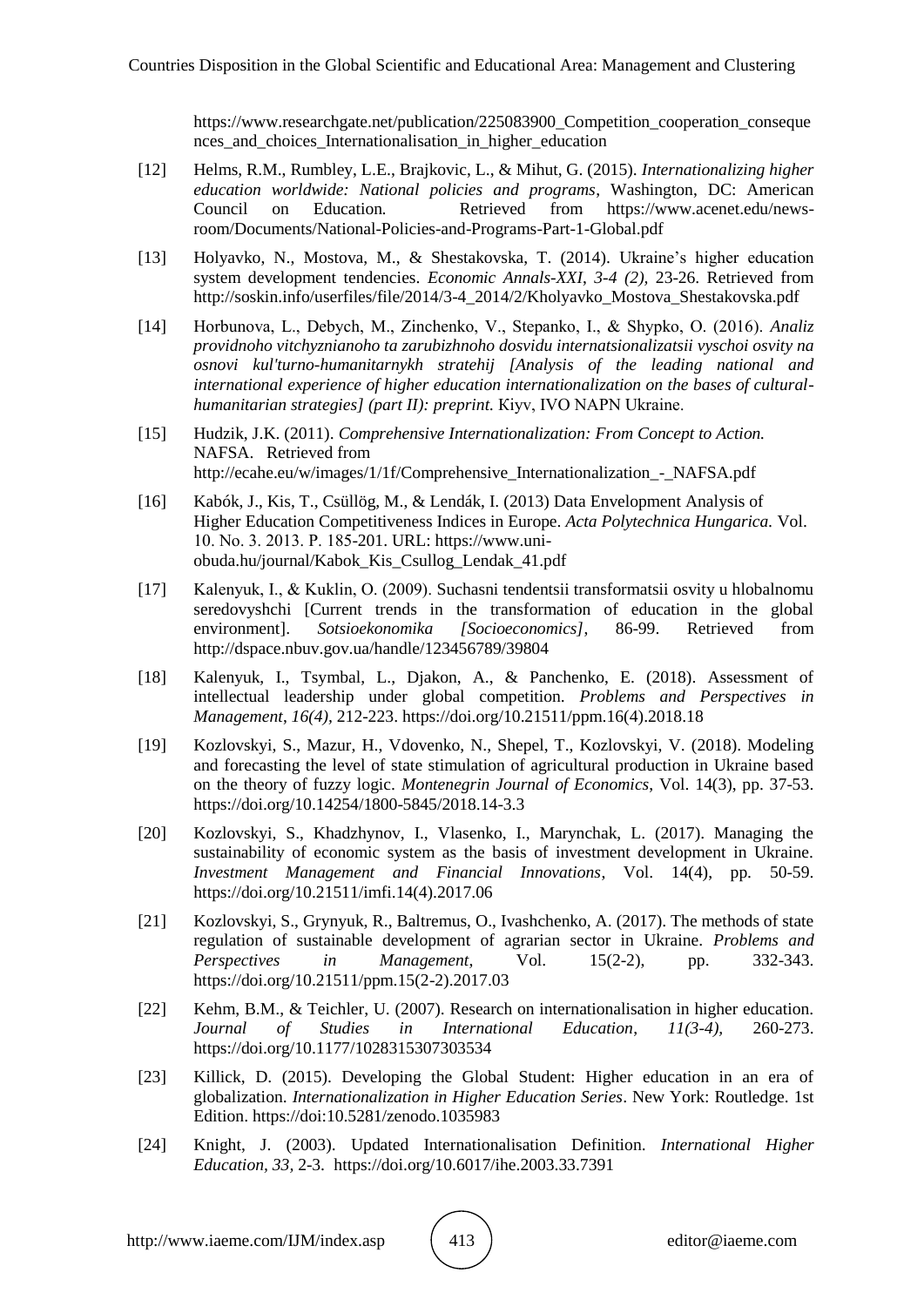https://www.researchgate.net/publication/225083900_Competition_cooperation_consequences_and_choices_Internationalisation_in_higher_education

[12] Helms, R.M., Rumbley, L.E., Brajkovic, L., & Mihut, G. (2015). *Internationalizing higher education worldwide: National policies and programs*, Washington, DC: American Council on Education. Retrieved from https://www.acenet.edu/news-room/Documents/National-Policies-and-Programs-Part-1-Global.pdf

[13] Holyavko, N., Mostova, M., & Shestakovska, T. (2014). Ukraine's higher education system development tendencies. *Economic Annals-XXI, 3-4 (2),* 23-26. Retrieved from http://soskin.info/userfiles/file/2014/3-4_2014/2/Kholyavko_Mostova_Shestakovska.pdf

[14] Horbunova, L., Debych, M., Zinchenko, V., Stepanko, I., & Shypko, O. (2016). *Analiz providnoho vitchyznianoho ta zarubizhnoho dosvidu internatsionalizatsii vyschoi osvity na osnovi kul'turno-humanitarnykh stratehij [Analysis of the leading national and international experience of higher education internationalization on the bases of cultural-humanitarian strategies] (part II): preprint.* Kiyv, IVO NAPN Ukraine.

[15] Hudzik, J.K. (2011). *Comprehensive Internationalization: From Concept to Action.* NAFSA. Retrieved from http://ecahe.eu/w/images/1/1f/Comprehensive_Internationalization_-_NAFSA.pdf

[16] Kabók, J., Kis, T., Csüllög, M., & Lendák, I. (2013) Data Envelopment Analysis of Higher Education Competitiveness Indices in Europe. *Acta Polytechnica Hungarica.* Vol. 10. No. 3. 2013. P. 185-201. URL: https://www.uni-obuda.hu/journal/Kabok_Kis_Csullog_Lendak_41.pdf

[17] Kalenyuk, I., & Kuklin, O. (2009). Suchasni tendentsii transformatsii osvity u hlobalnomu seredovyshchi [Current trends in the transformation of education in the global environment]. *Sotsioekonomika [Socioeconomics]*, 86-99. Retrieved from http://dspace.nbuv.gov.ua/handle/123456789/39804

[18] Kalenyuk, I., Tsymbal, L., Djakon, A., & Panchenko, E. (2018). Assessment of intellectual leadership under global competition. *Problems and Perspectives in Management*, *16(4),* 212-223. https://doi.org/10.21511/ppm.16(4).2018.18

[19] Kozlovskyi, S., Mazur, H., Vdovenko, N., Shepel, T., Kozlovskyi, V. (2018). Modeling and forecasting the level of state stimulation of agricultural production in Ukraine based on the theory of fuzzy logic. *Montenegrin Journal of Economics*, Vol. 14(3), pp. 37-53. https://doi.org/10.14254/1800-5845/2018.14-3.3

[20] Kozlovskyi, S., Khadzhynov, I., Vlasenko, I., Marynchak, L. (2017). Managing the sustainability of economic system as the basis of investment development in Ukraine. *Investment Management and Financial Innovations*, Vol. 14(4), pp. 50-59. https://doi.org/10.21511/imfi.14(4).2017.06

[21] Kozlovskyi, S., Grynyuk, R., Baltremus, O., Ivashchenko, A. (2017). The methods of state regulation of sustainable development of agrarian sector in Ukraine. *Problems and Perspectives in Management*, Vol. 15(2-2), pp. 332-343. https://doi.org/10.21511/ppm.15(2-2).2017.03

[22] Kehm, B.M., & Teichler, U. (2007). Research on internationalisation in higher education. *Journal of Studies in International Education*, *11(3-4),* 260-273. https://doi.org/10.1177/1028315307303534

[23] Killick, D. (2015). Developing the Global Student: Higher education in an era of globalization. *Internationalization in Higher Education Series*. New York: Routledge. 1st Edition. https://doi:10.5281/zenodo.1035983

[24] Knight, J. (2003). Updated Internationalisation Definition. *International Higher Education*, *33,* 2-3. https://doi.org/10.6017/ihe.2003.33.7391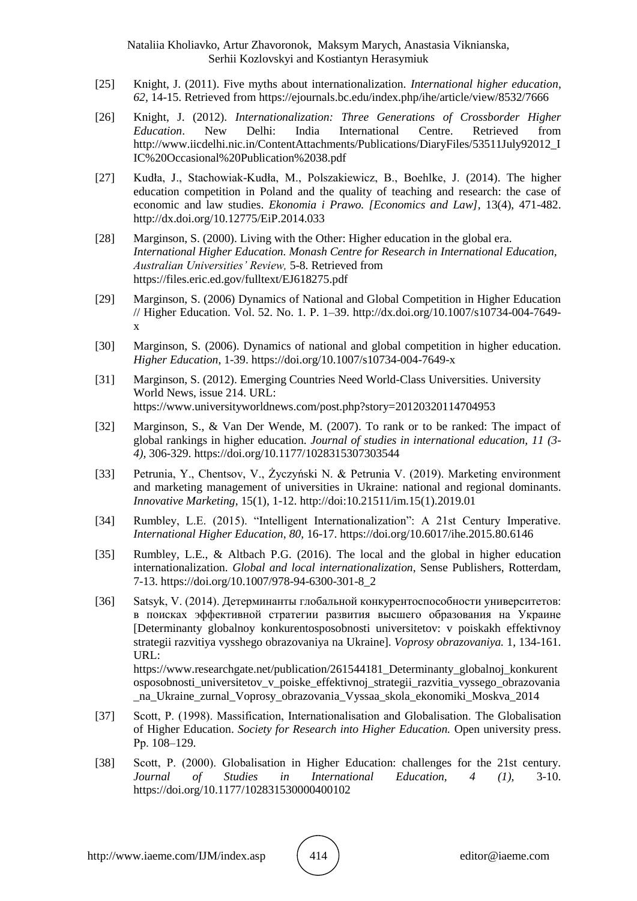[25] Knight, J. (2011). Five myths about internationalization. *International higher education*, *62,* 14-15. Retrieved from https://ejournals.bc.edu/index.php/ihe/article/view/8532/7666

[26] Knight, J. (2012). *Internationalization: Three Generations of Crossborder Higher Education*. New Delhi: India International Centre. Retrieved from http://www.iicdelhi.nic.in/ContentAttachments/Publications/DiaryFiles/53511July92012_IIC%20Occasional%20Publication%2038.pdf

[27] Kudła, J., Stachowiak-Kudła, M., Polszakiewicz, B., Boehlke, J. (2014). The higher education competition in Poland and the quality of teaching and research: the case of economic and law studies. *Ekonomia i Prawo. [Economics and Law]*, 13(4), 471-482. http://dx.doi.org/10.12775/EiP.2014.033

[28] Marginson, S. (2000). Living with the Other: Higher education in the global era. *International Higher Education. Monash Centre for Research in International Education, Australian Universities' Review,* 5-8. Retrieved from https://files.eric.ed.gov/fulltext/EJ618275.pdf

[29] Marginson, S. (2006) Dynamics of National and Global Competition in Higher Education // Higher Education. Vol. 52. No. 1. P. 1–39. http://dx.doi.org/10.1007/s10734-004-7649-x

[30] Marginson, S. (2006). Dynamics of national and global competition in higher education. *Higher Education*, 1-39. https://doi.org/10.1007/s10734-004-7649-x

[31] Marginson, S. (2012). Emerging Countries Need World-Class Universities. University World News, issue 214. URL: https://www.universityworldnews.com/post.php?story=20120320114704953

[32] Marginson, S., & Van Der Wende, M. (2007). To rank or to be ranked: The impact of global rankings in higher education. *Journal of studies in international education, 11 (3-4),* 306-329. https://doi.org/10.1177/1028315307303544

[33] Petrunia, Y., Chentsov, V., Życzyński N. & Petrunia V. (2019). Marketing environment and marketing management of universities in Ukraine: national and regional dominants. *Innovative Marketing*, 15(1), 1-12. http://doi:10.21511/im.15(1).2019.01

[34] Rumbley, L.E. (2015). "Intelligent Internationalization": A 21st Century Imperative. *International Higher Education*, *80,* 16-17. https://doi.org/10.6017/ihe.2015.80.6146

[35] Rumbley, L.E., & Altbach P.G. (2016). The local and the global in higher education internationalization. *Global and local internationalization*, Sense Publishers, Rotterdam, 7-13. https://doi.org/10.1007/978-94-6300-301-8_2

[36] Satsyk, V. (2014). Детерминанты глобальной конкурентоспособности университетов: в поисках эффективной стратегии развития высшего образования на Украине [Determinanty globalnoy konkurentosposobnosti universitetov: v poiskakh effektivnoy strategii razvitiya vysshego obrazovaniya na Ukraine]. *Voprosy obrazovaniya.* 1, 134-161. URL: https://www.researchgate.net/publication/261544181_Determinanty_globalnoj_konkurentosposobnosti_universitetov_v_poiske_effektivnoj_strategii_razvitia_vyssego_obrazovania_na_Ukraine_zurnal_Voprosy_obrazovania_Vyssaa_skola_ekonomiki_Moskva_2014

[37] Scott, P. (1998). Massification, Internationalisation and Globalisation. The Globalisation of Higher Education. *Society for Research into Higher Education.* Open university press. Pp. 108–129.

[38] Scott, P. (2000). Globalisation in Higher Education: challenges for the 21st century. *Journal of Studies in International Education, 4 (1),* 3-10. https://doi.org/10.1177/102831530000400102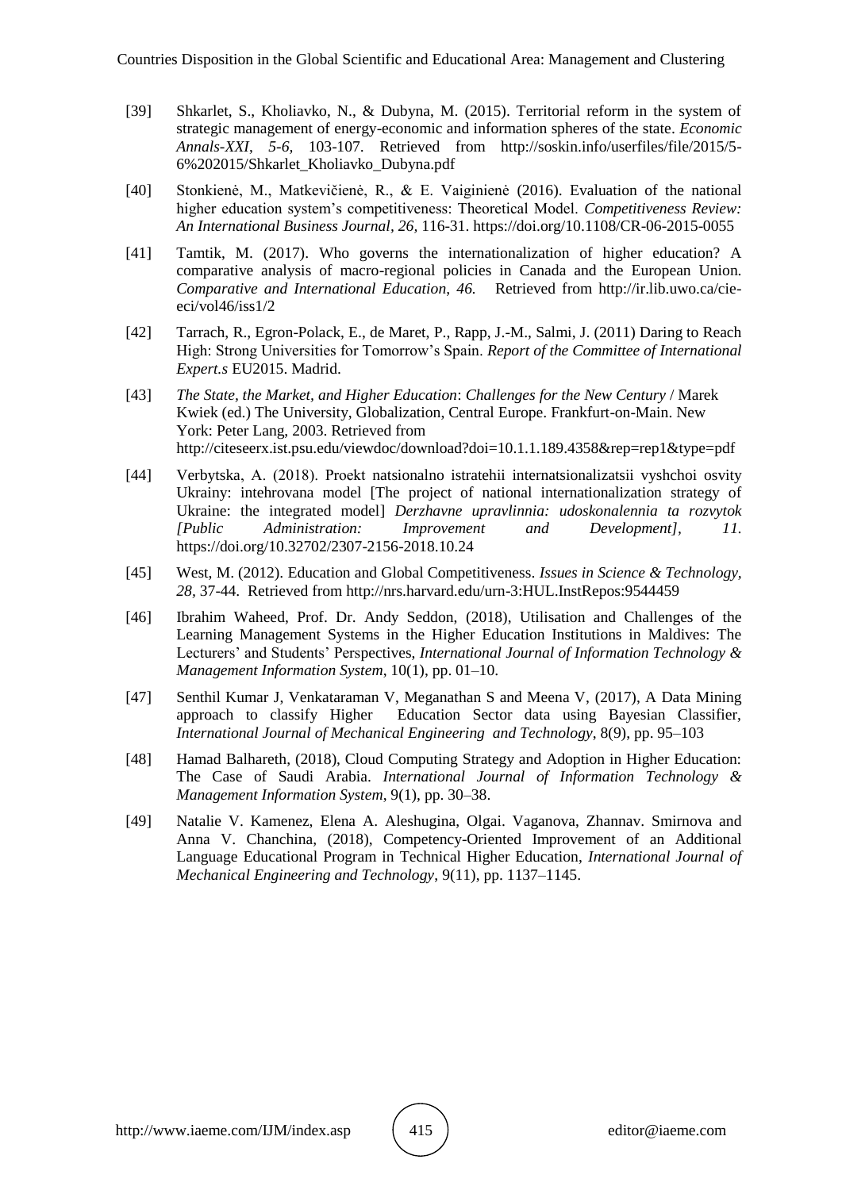[39] Shkarlet, S., Kholiavko, N., & Dubyna, M. (2015). Territorial reform in the system of strategic management of energy-economic and information spheres of the state. *Economic Annals-XXI*, *5-6,* 103-107. Retrieved from http://soskin.info/userfiles/file/2015/5-6%202015/Shkarlet_Kholiavko_Dubyna.pdf

[40] Stonkienė, M., Matkevičienė, R., & E. Vaiginienė (2016). Evaluation of the national higher education system's competitiveness: Theoretical Model. *Competitiveness Review: An International Business Journal*, *26,* 116-31. https://doi.org/10.1108/CR-06-2015-0055

[41] Tamtik, M. (2017). Who governs the internationalization of higher education? A comparative analysis of macro-regional policies in Canada and the European Union. *Comparative and International Education*, *46.* Retrieved from http://ir.lib.uwo.ca/cie-eci/vol46/iss1/2

[42] Tarrach, R., Egron-Polack, E., de Maret, P., Rapp, J.-M., Salmi, J. (2011) Daring to Reach High: Strong Universities for Tomorrow's Spain. *Report of the Committee of International Expert.s* EU2015. Madrid.

[43] *The State, the Market, and Higher Education*: *Challenges for the New Century* / Marek Kwiek (ed.) The University, Globalization, Central Europe. Frankfurt-on-Main. New York: Peter Lang, 2003. Retrieved from http://citeseerx.ist.psu.edu/viewdoc/download?doi=10.1.1.189.4358&rep=rep1&type=pdf

[44] Verbytska, A. (2018). Proekt natsionalno istratehii internatsionalizatsii vyshchoi osvity Ukrainy: intehrovana model [The project of national internationalization strategy of Ukraine: the integrated model] *Derzhavne upravlinnia: udoskonalennia ta rozvytok [Public Administration: Improvement and Development], 11.* https://doi.org/10.32702/2307-2156-2018.10.24

[45] West, M. (2012). Education and Global Competitiveness. *Issues in Science & Technology, 28,* 37-44. Retrieved from http://nrs.harvard.edu/urn-3:HUL.InstRepos:9544459

[46] Ibrahim Waheed, Prof. Dr. Andy Seddon, (2018), Utilisation and Challenges of the Learning Management Systems in the Higher Education Institutions in Maldives: The Lecturers' and Students' Perspectives, *International Journal of Information Technology & Management Information System*, 10(1), pp. 01–10.

[47] Senthil Kumar J, Venkataraman V, Meganathan S and Meena V, (2017), A Data Mining approach to classify Higher Education Sector data using Bayesian Classifier, *International Journal of Mechanical Engineering and Technology*, 8(9), pp. 95–103

[48] Hamad Balhareth, (2018), Cloud Computing Strategy and Adoption in Higher Education: The Case of Saudi Arabia. *International Journal of Information Technology & Management Information System,* 9(1), pp. 30–38.

[49] Natalie V. Kamenez, Elena A. Aleshugina, Olgai. Vaganova, Zhannav. Smirnova and Anna V. Chanchina, (2018), Competency-Oriented Improvement of an Additional Language Educational Program in Technical Higher Education, *International Journal of Mechanical Engineering and Technology*, 9(11), pp. 1137–1145.